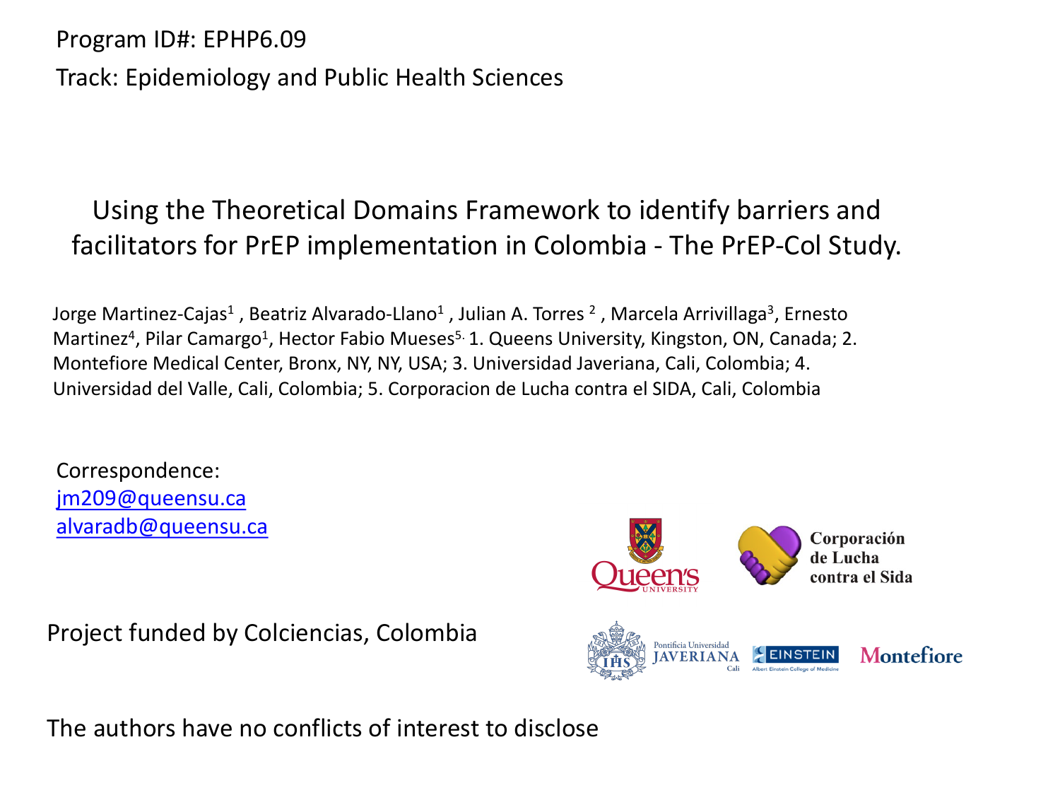Program ID#: EPHP6.09

Track: Epidemiology and Public Health Sciences

# Using the Theoretical Domains Framework to identify barriers and facilitators for PrEP implementation in Colombia - The PrEP-Col Study.

Jorge Martinez-Cajas[1] , Beatriz Alvarado-Llano[1] , Julian A. Torres [2] , Marcela Arrivillaga[3], Ernesto Martinez[4], Pilar Camargo[1], Hector Fabio Mueses[5]. 1. Queens University, Kingston, ON, Canada; 2. Montefiore Medical Center, Bronx, NY, NY, USA; 3. Universidad Javeriana, Cali, Colombia; 4. Universidad del Valle, Cali, Colombia; 5. Corporacion de Lucha contra el SIDA, Cali, Colombia

Correspondence:
jm209@queensu.ca
alvaradb@queensu.ca

Project funded by Colciencias, Colombia

The authors have no conflicts of interest to disclose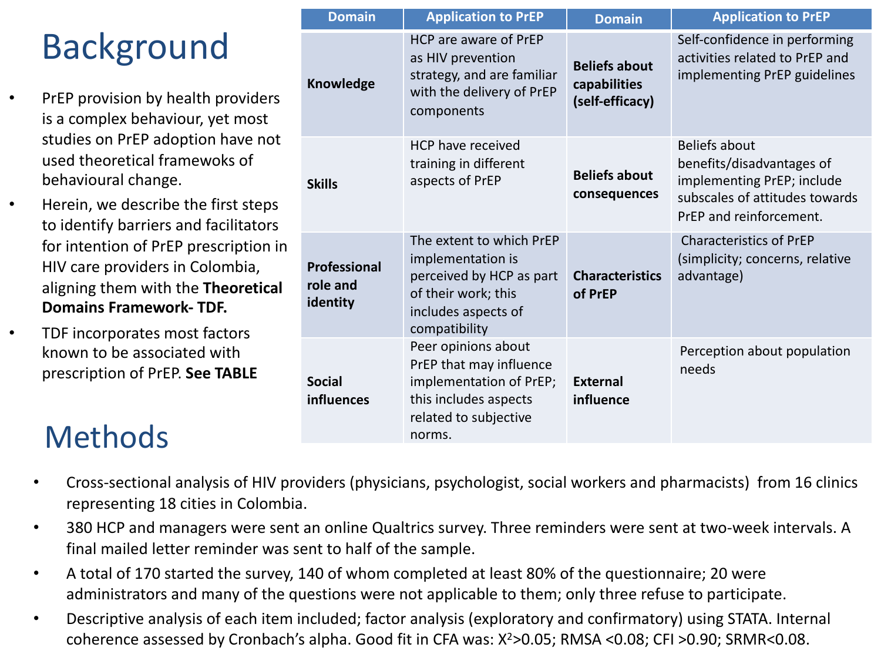# Background

- PrEP provision by health providers is a complex behaviour, yet most studies on PrEP adoption have not used theoretical frameworks of behavioural change.
- Herein, we describe the first steps to identify barriers and facilitators for intention of PrEP prescription in HIV care providers in Colombia, aligning them with the **Theoretical Domains Framework- TDF.**
- TDF incorporates most factors known to be associated with prescription of PrEP. **See TABLE**

| Domain | Application to PrEP | Domain | Application to PrEP |
|---|---|---|---|
| **Knowledge** | HCP are aware of PrEP as HIV prevention strategy, and are familiar with the delivery of PrEP components | **Beliefs about capabilities (self-efficacy)** | Self-confidence in performing activities related to PrEP and implementing PrEP guidelines |
| **Skills** | HCP have received training in different aspects of PrEP | **Beliefs about consequences** | Beliefs about benefits/disadvantages of implementing PrEP; include subscales of attitudes towards PrEP and reinforcement. |
| **Professional role and identity** | The extent to which PrEP implementation is perceived by HCP as part of their work; this includes aspects of compatibility | **Characteristics of PrEP** | Characteristics of PrEP (simplicity; concerns, relative advantage) |
| **Social influences** | Peer opinions about PrEP that may influence implementation of PrEP; this includes aspects related to subjective norms. | **External influence** | Perception about population needs |

# Methods

- Cross-sectional analysis of HIV providers (physicians, psychologist, social workers and pharmacists) from 16 clinics representing 18 cities in Colombia.
- 380 HCP and managers were sent an online Qualtrics survey. Three reminders were sent at two-week intervals. A final mailed letter reminder was sent to half of the sample.
- A total of 170 started the survey, 140 of whom completed at least 80% of the questionnaire; 20 were administrators and many of the questions were not applicable to them; only three refuse to participate.
- Descriptive analysis of each item included; factor analysis (exploratory and confirmatory) using STATA. Internal coherence assessed by Cronbach's alpha. Good fit in CFA was: $X^2>0.05$; RMSA $<0.08$; CFI $>0.90$; SRMR$<0.08$.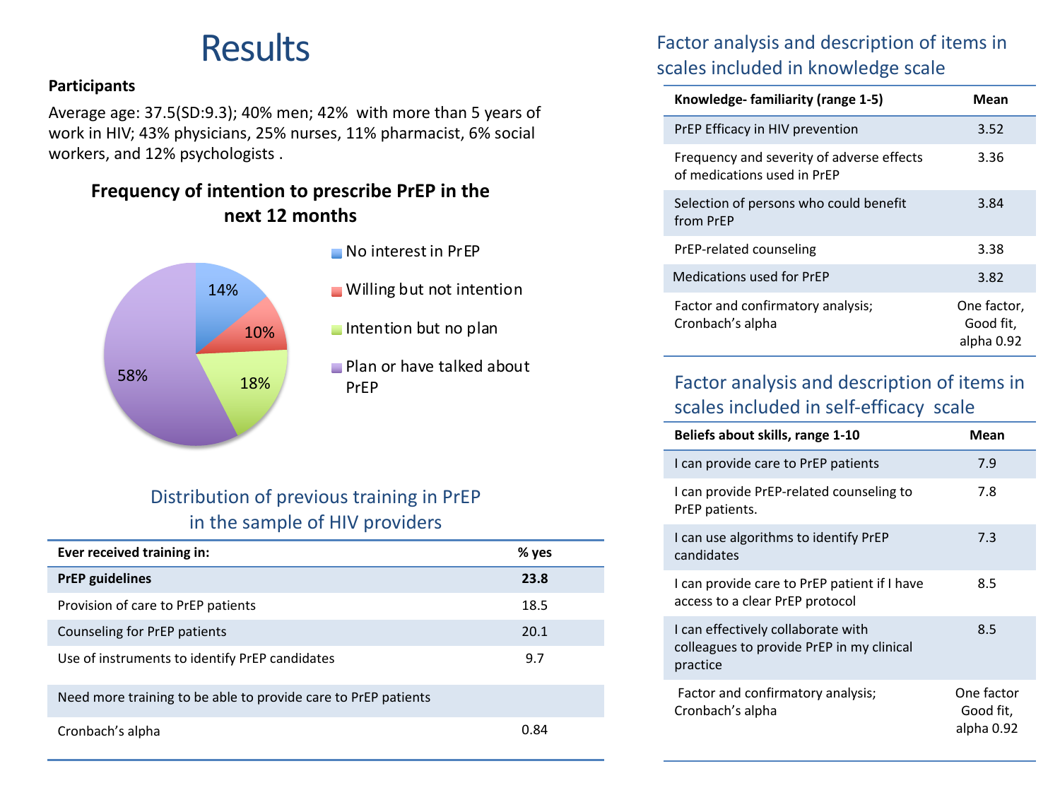# Results

**Participants**

Average age: 37.5(SD:9.3); 40% men; 42% with more than 5 years of work in HIV; 43% physicians, 25% nurses, 11% pharmacist, 6% social workers, and 12% psychologists .

**Frequency of intention to prescribe PrEP in the next 12 months**

| Category | % |
|---|---|
| No interest in PrEP | 14% |
| Willing but not intention | 10% |
| Intention but no plan | 18% |
| Plan or have talked about PrEP | 58% |

## Distribution of previous training in PrEP in the sample of HIV providers

| Ever received training in: | % yes |
|---|---|
| **PrEP guidelines** | **23.8** |
| Provision of care to PrEP patients | 18.5 |
| Counseling for PrEP patients | 20.1 |
| Use of instruments to identify PrEP candidates | 9.7 |
| Need more training to be able to provide care to PrEP patients | |
| Cronbach's alpha | 0.84 |

## Factor analysis and description of items in scales included in knowledge scale

| Knowledge- familiarity (range 1-5) | Mean |
|---|---|
| PrEP Efficacy in HIV prevention | 3.52 |
| Frequency and severity of adverse effects of medications used in PrEP | 3.36 |
| Selection of persons who could benefit from PrEP | 3.84 |
| PrEP-related counseling | 3.38 |
| Medications used for PrEP | 3.82 |
| Factor and confirmatory analysis; Cronbach's alpha | One factor, Good fit, alpha 0.92 |

## Factor analysis and description of items in scales included in self-efficacy scale

| Beliefs about skills, range 1-10 | Mean |
|---|---|
| I can provide care to PrEP patients | 7.9 |
| I can provide PrEP-related counseling to PrEP patients. | 7.8 |
| I can use algorithms to identify PrEP candidates | 7.3 |
| I can provide care to PrEP patient if I have access to a clear PrEP protocol | 8.5 |
| I can effectively collaborate with colleagues to provide PrEP in my clinical practice | 8.5 |
| Factor and confirmatory analysis; Cronbach's alpha | One factor Good fit, alpha 0.92 |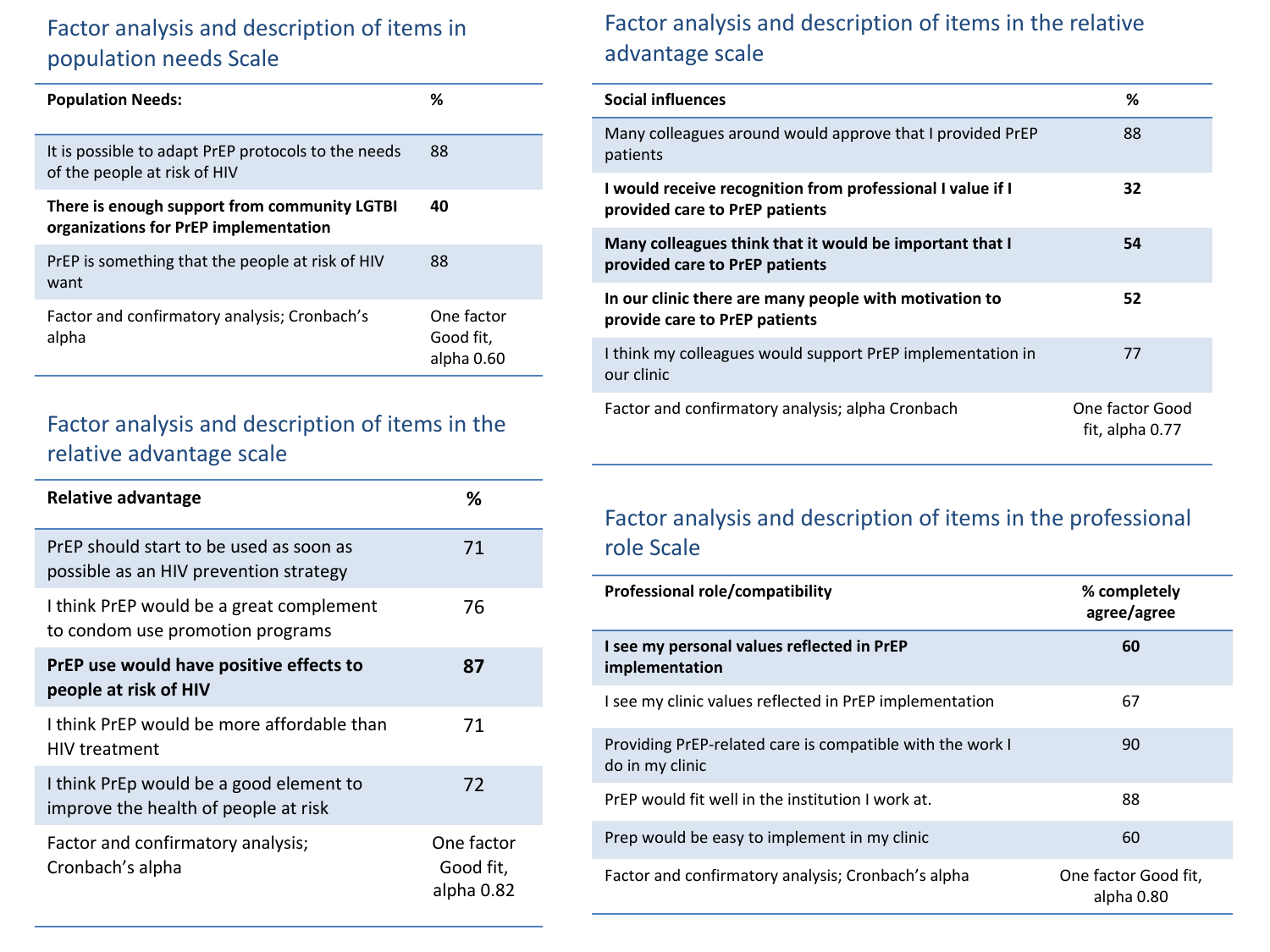## Factor analysis and description of items in population needs Scale

| **Population Needs:** | **%** |
|---|---|
| It is possible to adapt PrEP protocols to the needs of the people at risk of HIV | 88 |
| **There is enough support from community LGTBI organizations for PrEP implementation** | **40** |
| PrEP is something that the people at risk of HIV want | 88 |
| Factor and confirmatory analysis; Cronbach's alpha | One factor Good fit, alpha 0.60 |

## Factor analysis and description of items in the relative advantage scale

| **Relative advantage** | **%** |
|---|---|
| PrEP should start to be used as soon as possible as an HIV prevention strategy | 71 |
| I think PrEP would be a great complement to condom use promotion programs | 76 |
| **PrEP use would have positive effects to people at risk of HIV** | **87** |
| I think PrEP would be more affordable than HIV treatment | 71 |
| I think PrEp would be a good element to improve the health of people at risk | 72 |
| Factor and confirmatory analysis; Cronbach's alpha | One factor Good fit, alpha 0.82 |

## Factor analysis and description of items in the relative advantage scale

| **Social influences** | **%** |
|---|---|
| Many colleagues around would approve that I provided PrEP patients | 88 |
| **I would receive recognition from professional I value if I provided care to PrEP patients** | **32** |
| **Many colleagues think that it would be important that I provided care to PrEP patients** | **54** |
| **In our clinic there are many people with motivation to provide care to PrEP patients** | **52** |
| I think my colleagues would support PrEP implementation in our clinic | 77 |
| Factor and confirmatory analysis; alpha Cronbach | One factor Good fit, alpha 0.77 |

## Factor analysis and description of items in the professional role Scale

| **Professional role/compatibility** | **% completely agree/agree** |
|---|---|
| **I see my personal values reflected in PrEP implementation** | **60** |
| I see my clinic values reflected in PrEP implementation | 67 |
| Providing PrEP-related care is compatible with the work I do in my clinic | 90 |
| PrEP would fit well in the institution I work at. | 88 |
| Prep would be easy to implement in my clinic | 60 |
| Factor and confirmatory analysis; Cronbach's alpha | One factor Good fit, alpha 0.80 |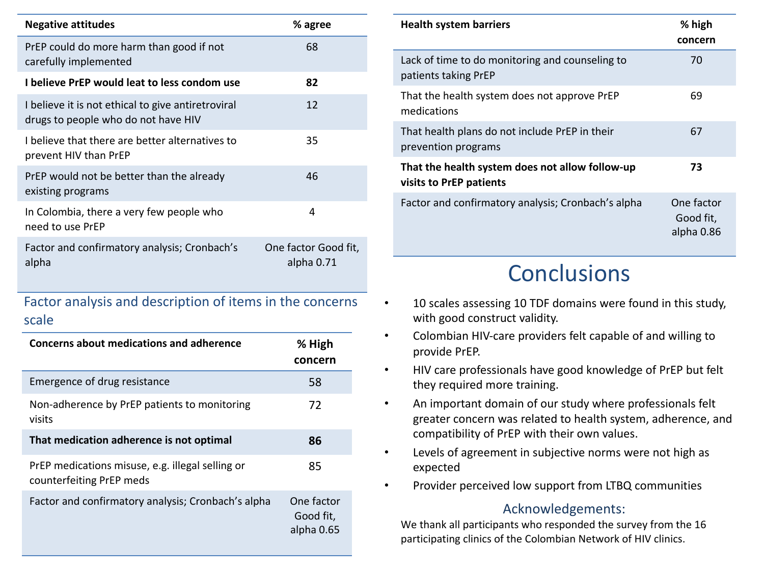| Negative attitudes | % agree |
|---|---|
| PrEP could do more harm than good if not carefully implemented | 68 |
| **I believe PrEP would leat to less condom use** | **82** |
| I believe it is not ethical to give antiretroviral drugs to people who do not have HIV | 12 |
| I believe that there are better alternatives to prevent HIV than PrEP | 35 |
| PrEP would not be better than the already existing programs | 46 |
| In Colombia, there a very few people who need to use PrEP | 4 |
| Factor and confirmatory analysis; Cronbach's alpha | One factor Good fit, alpha 0.71 |

## Factor analysis and description of items in the concerns scale

| Concerns about medications and adherence | % High concern |
|---|---|
| Emergence of drug resistance | 58 |
| Non-adherence by PrEP patients to monitoring visits | 72 |
| **That medication adherence is not optimal** | **86** |
| PrEP medications misuse, e.g. illegal selling or counterfeiting PrEP meds | 85 |
| Factor and confirmatory analysis; Cronbach's alpha | One factor Good fit, alpha 0.65 |

| Health system barriers | % high concern |
|---|---|
| Lack of time to do monitoring and counseling to patients taking PrEP | 70 |
| That the health system does not approve PrEP medications | 69 |
| That health plans do not include PrEP in their prevention programs | 67 |
| **That the health system does not allow follow-up visits to PrEP patients** | **73** |
| Factor and confirmatory analysis; Cronbach's alpha | One factor Good fit, alpha 0.86 |

# Conclusions

- 10 scales assessing 10 TDF domains were found in this study, with good construct validity.
- Colombian HIV-care providers felt capable of and willing to provide PrEP.
- HIV care professionals have good knowledge of PrEP but felt they required more training.
- An important domain of our study where professionals felt greater concern was related to health system, adherence, and compatibility of PrEP with their own values.
- Levels of agreement in subjective norms were not high as expected
- Provider perceived low support from LTBQ communities

## Acknowledgements:

We thank all participants who responded the survey from the 16 participating clinics of the Colombian Network of HIV clinics.